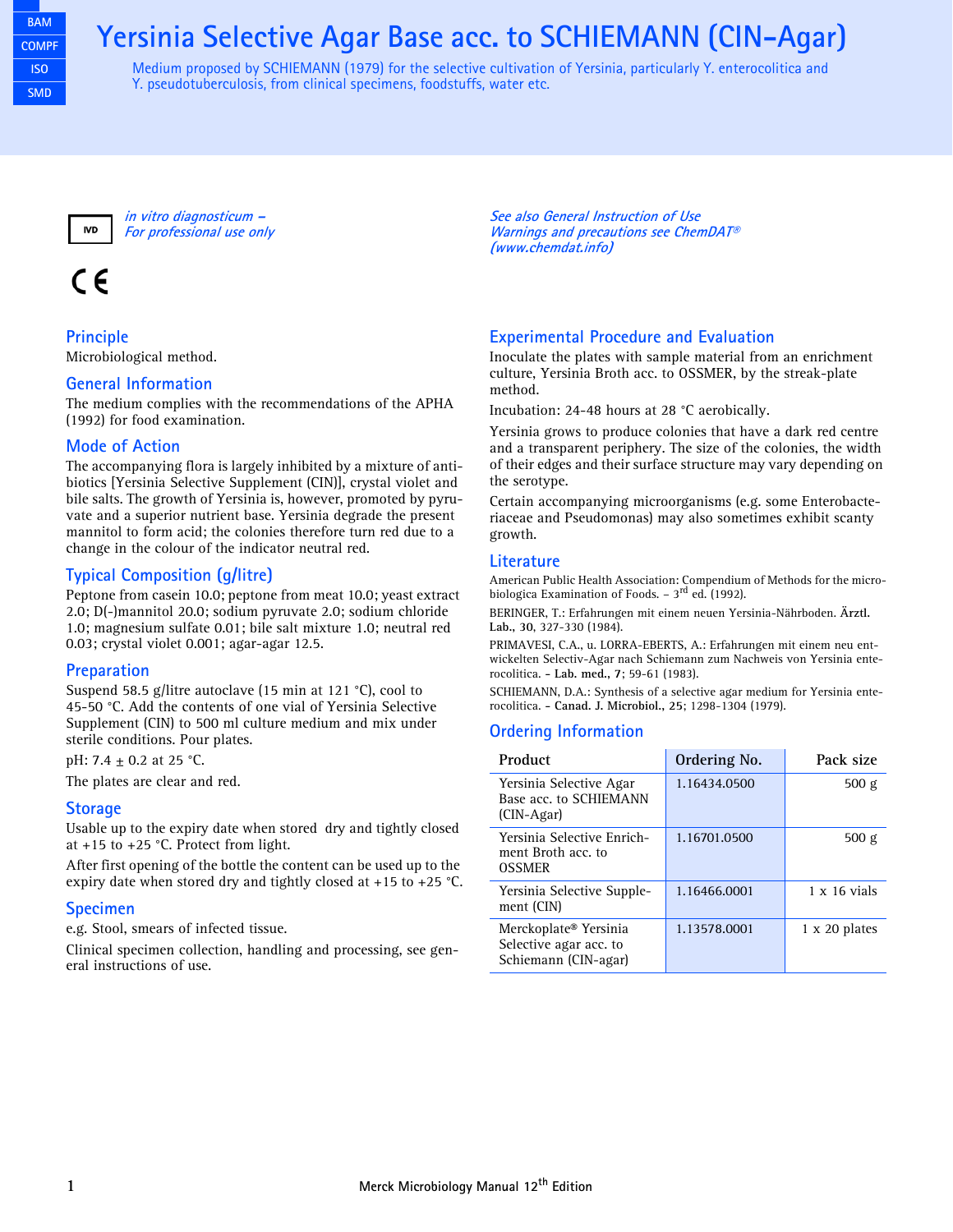BAM
COMPF
ISO
SMD

# Yersinia Selective Agar Base acc. to SCHIEMANN (CIN-Agar)

Medium proposed by SCHIEMANN (1979) for the selective cultivation of Yersinia, particularly Y. enterocolitica and Y. pseudotuberculosis, from clinical specimens, foodstuffs, water etc.

IVD *in vitro diagnosticum – For professional use only*

CE

*See also General Instruction of Use*
*Warnings and precautions see ChemDAT®*
*(www.chemdat.info)*

## Principle

Microbiological method.

## General Information

The medium complies with the recommendations of the APHA (1992) for food examination.

## Mode of Action

The accompanying flora is largely inhibited by a mixture of antibiotics [Yersinia Selective Supplement (CIN)], crystal violet and bile salts. The growth of Yersinia is, however, promoted by pyruvate and a superior nutrient base. Yersinia degrade the present mannitol to form acid; the colonies therefore turn red due to a change in the colour of the indicator neutral red.

## Typical Composition (g/litre)

Peptone from casein 10.0; peptone from meat 10.0; yeast extract 2.0; D(-)mannitol 20.0; sodium pyruvate 2.0; sodium chloride 1.0; magnesium sulfate 0.01; bile salt mixture 1.0; neutral red 0.03; crystal violet 0.001; agar-agar 12.5.

## Preparation

Suspend 58.5 g/litre autoclave (15 min at 121 °C), cool to 45-50 °C. Add the contents of one vial of Yersinia Selective Supplement (CIN) to 500 ml culture medium and mix under sterile conditions. Pour plates.

pH: 7.4 ± 0.2 at 25 °C.

The plates are clear and red.

## Storage

Usable up to the expiry date when stored dry and tightly closed at +15 to +25 °C. Protect from light.

After first opening of the bottle the content can be used up to the expiry date when stored dry and tightly closed at +15 to +25 °C.

## Specimen

e.g. Stool, smears of infected tissue.

Clinical specimen collection, handling and processing, see general instructions of use.

## Experimental Procedure and Evaluation

Inoculate the plates with sample material from an enrichment culture, Yersinia Broth acc. to OSSMER, by the streak-plate method.

Incubation: 24-48 hours at 28 °C aerobically.

Yersinia grows to produce colonies that have a dark red centre and a transparent periphery. The size of the colonies, the width of their edges and their surface structure may vary depending on the serotype.

Certain accompanying microorganisms (e.g. some Enterobacteriaceae and Pseudomonas) may also sometimes exhibit scanty growth.

## Literature

American Public Health Association: Compendium of Methods for the microbiologica Examination of Foods. – 3rd ed. (1992).

BERINGER, T.: Erfahrungen mit einem neuen Yersinia-Nährboden. **Ärztl. Lab., 30**, 327-330 (1984).

PRIMAVESI, C.A., u. LORRA-EBERTS, A.: Erfahrungen mit einem neu entwickelten Selectiv-Agar nach Schiemann zum Nachweis von Yersinia enterocolitica. **- Lab. med., 7**; 59-61 (1983).

SCHIEMANN, D.A.: Synthesis of a selective agar medium for Yersinia enterocolitica. **- Canad. J. Microbiol., 25**; 1298-1304 (1979).

## Ordering Information

| Product | Ordering No. | Pack size |
|---|---|---|
| Yersinia Selective Agar Base acc. to SCHIEMANN (CIN-Agar) | 1.16434.0500 | 500 g |
| Yersinia Selective Enrichment Broth acc. to OSSMER | 1.16701.0500 | 500 g |
| Yersinia Selective Supplement (CIN) | 1.16466.0001 | 1 x 16 vials |
| Merckoplate® Yersinia Selective agar acc. to Schiemann (CIN-agar) | 1.13578.0001 | 1 x 20 plates |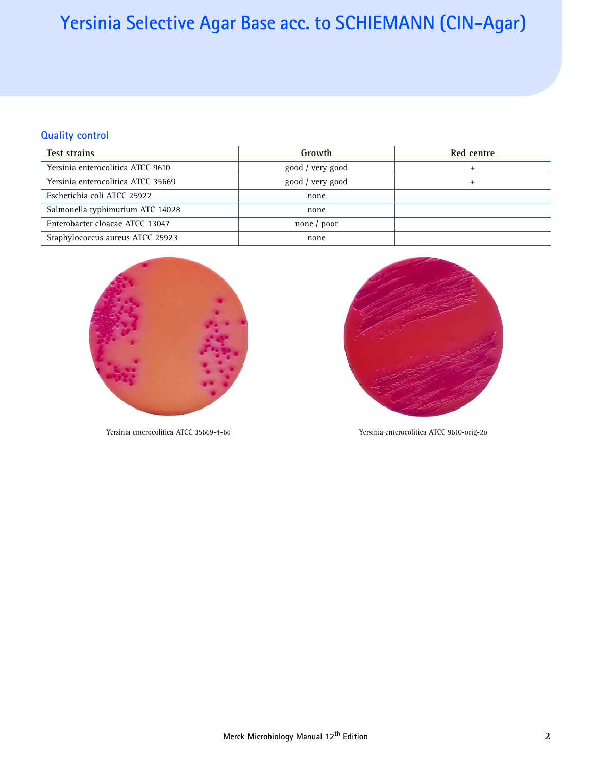# Yersinia Selective Agar Base acc. to SCHIEMANN (CIN-Agar)

## Quality control

| Test strains | Growth | Red centre |
|---|---|---|
| Yersinia enterocolitica ATCC 9610 | good / very good | + |
| Yersinia enterocolitica ATCC 35669 | good / very good | + |
| Escherichia coli ATCC 25922 | none | |
| Salmonella typhimurium ATC 14028 | none | |
| Enterobacter cloacae ATCC 13047 | none / poor | |
| Staphylococcus aureus ATCC 25923 | none | |

Yersinia enterocolitica ATCC 35669-4-60

Yersinia enterocolitica ATCC 9610-orig-20